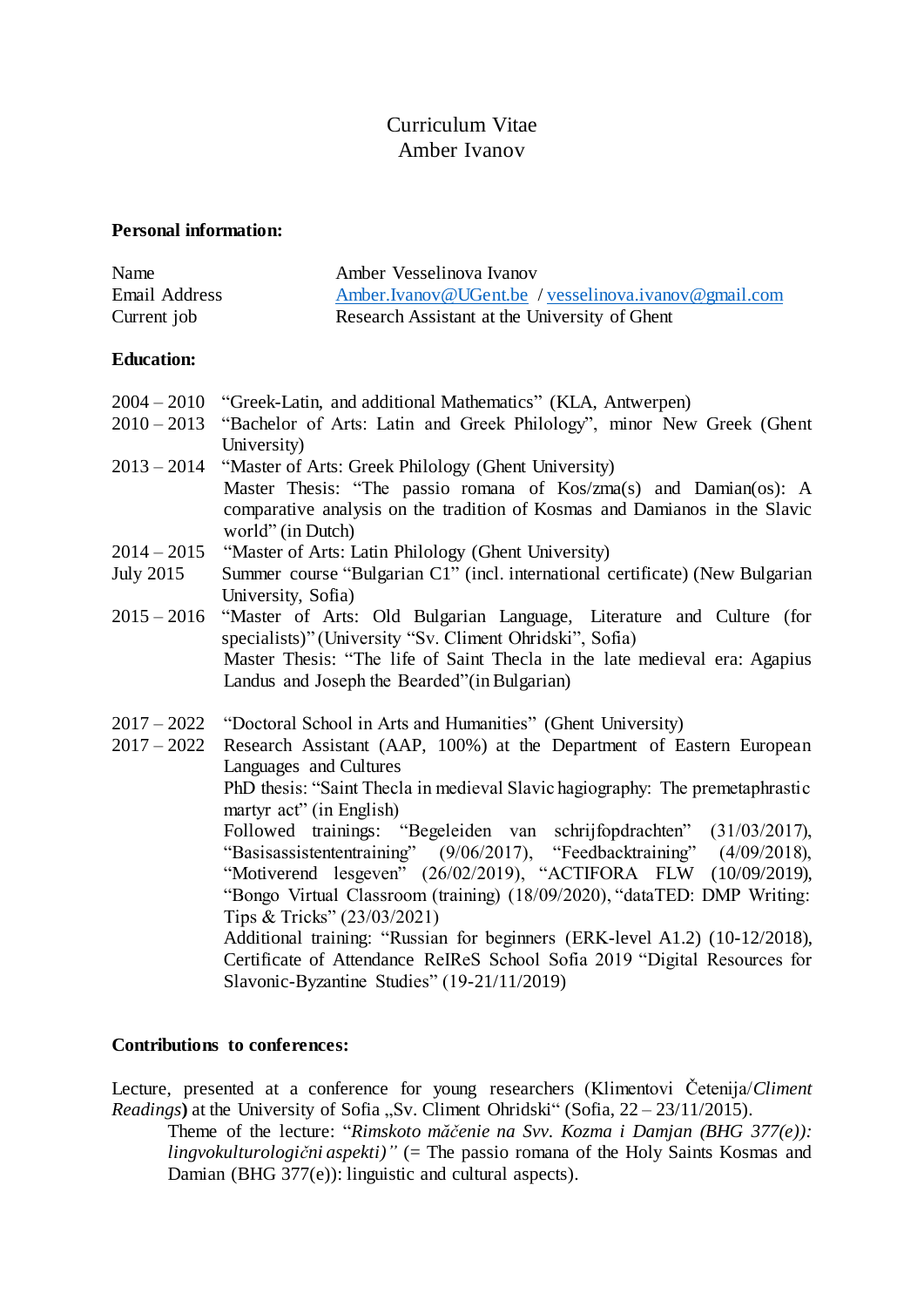# Curriculum Vitae
# Amber Ivanov

**Personal information:**

| | |
|---|---|
| Name | Amber Vesselinova Ivanov |
| Email Address | Amber.Ivanov@UGent.be / vesselinova.ivanov@gmail.com |
| Current job | Research Assistant at the University of Ghent |

**Education:**

2004 – 2010 "Greek-Latin, and additional Mathematics" (KLA, Antwerpen)

2010 – 2013 "Bachelor of Arts: Latin and Greek Philology", minor New Greek (Ghent University)

2013 – 2014 "Master of Arts: Greek Philology (Ghent University)
Master Thesis: "The passio romana of Kos/zma(s) and Damian(os): A comparative analysis on the tradition of Kosmas and Damianos in the Slavic world" (in Dutch)

2014 – 2015 "Master of Arts: Latin Philology (Ghent University)

July 2015 Summer course "Bulgarian C1" (incl. international certificate) (New Bulgarian University, Sofia)

2015 – 2016 "Master of Arts: Old Bulgarian Language, Literature and Culture (for specialists)" (University "Sv. Climent Ohridski", Sofia)
Master Thesis: "The life of Saint Thecla in the late medieval era: Agapius Landus and Joseph the Bearded"(in Bulgarian)

2017 – 2022 "Doctoral School in Arts and Humanities" (Ghent University)

2017 – 2022 Research Assistant (AAP, 100%) at the Department of Eastern European Languages and Cultures
PhD thesis: "Saint Thecla in medieval Slavic hagiography: The premetaphrastic martyr act" (in English)
Followed trainings: "Begeleiden van schrijfopdrachten" (31/03/2017), "Basisassistententraining" (9/06/2017), "Feedbacktraining" (4/09/2018), "Motiverend lesgeven" (26/02/2019), "ACTIFORA FLW (10/09/2019), "Bongo Virtual Classroom (training) (18/09/2020), "dataTED: DMP Writing: Tips & Tricks" (23/03/2021)
Additional training: "Russian for beginners (ERK-level A1.2) (10-12/2018), Certificate of Attendance ReIReS School Sofia 2019 "Digital Resources for Slavonic-Byzantine Studies" (19-21/11/2019)

**Contributions to conferences:**

Lecture, presented at a conference for young researchers (Klimentovi Četenija/*Climent Readings***)** at the University of Sofia „Sv. Climent Ohridski" (Sofia, 22 – 23/11/2015).

Theme of the lecture: "*Rimskoto mǎčenie na Svv. Kozma i Damjan (BHG 377(e)): lingvokulturologični aspekti)"* (= The passio romana of the Holy Saints Kosmas and Damian (BHG 377(e)): linguistic and cultural aspects).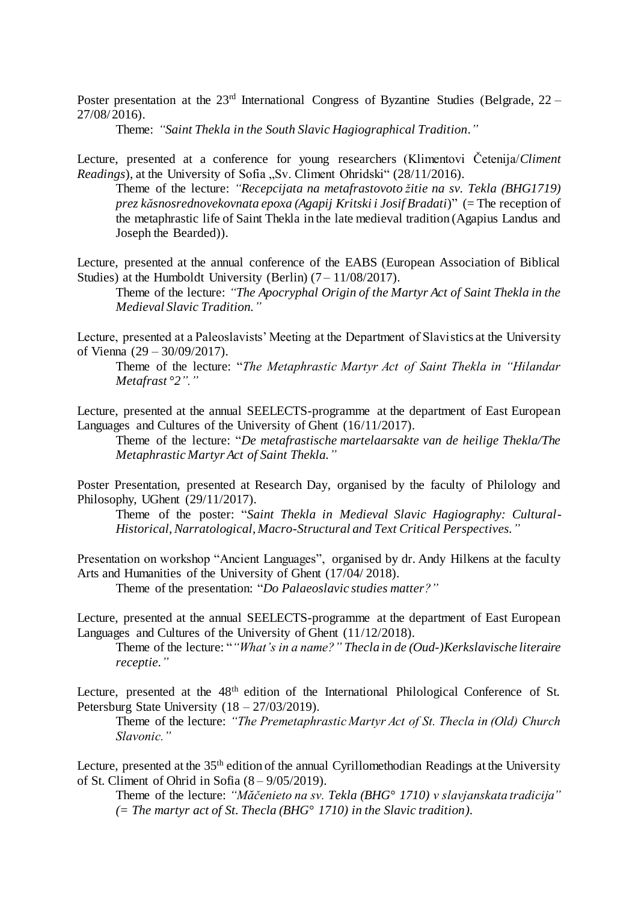Poster presentation at the 23rd International Congress of Byzantine Studies (Belgrade, 22 – 27/08/2016).

Theme: *"Saint Thekla in the South Slavic Hagiographical Tradition."*

Lecture, presented at a conference for young researchers (Klimentovi Četenija/*Climent Readings*), at the University of Sofia „Sv. Climent Ohridski" (28/11/2016).

Theme of the lecture: *"Recepcijata na metafrastovoto žitie na sv. Tekla (BHG1719) prez kăsnosrednovekovnata epoxa (Agapij Kritski i Josif Bradati)"* (= The reception of the metaphrastic life of Saint Thekla in the late medieval tradition (Agapius Landus and Joseph the Bearded)).

Lecture, presented at the annual conference of the EABS (European Association of Biblical Studies) at the Humboldt University (Berlin) (7 – 11/08/2017).

Theme of the lecture: *"The Apocryphal Origin of the Martyr Act of Saint Thekla in the Medieval Slavic Tradition."*

Lecture, presented at a Paleoslavists' Meeting at the Department of Slavistics at the University of Vienna (29 – 30/09/2017).

Theme of the lecture: "*The Metaphrastic Martyr Act of Saint Thekla in "Hilandar Metafrast °2"."*

Lecture, presented at the annual SEELECTS-programme at the department of East European Languages and Cultures of the University of Ghent (16/11/2017).

Theme of the lecture: "*De metafrastische martelaarsakte van de heilige Thekla/The Metaphrastic Martyr Act of Saint Thekla."*

Poster Presentation, presented at Research Day, organised by the faculty of Philology and Philosophy, UGhent (29/11/2017).

Theme of the poster: "*Saint Thekla in Medieval Slavic Hagiography: Cultural-Historical, Narratological, Macro-Structural and Text Critical Perspectives."*

Presentation on workshop "Ancient Languages", organised by dr. Andy Hilkens at the faculty Arts and Humanities of the University of Ghent (17/04/ 2018).

Theme of the presentation: "*Do Palaeoslavic studies matter?"*

Lecture, presented at the annual SEELECTS-programme at the department of East European Languages and Cultures of the University of Ghent (11/12/2018).

Theme of the lecture: "*"What's in a name?" Thecla in de (Oud-)Kerkslavische literaire receptie."*

Lecture, presented at the 48th edition of the International Philological Conference of St. Petersburg State University (18 – 27/03/2019).

Theme of the lecture: *"The Premetaphrastic Martyr Act of St. Thecla in (Old) Church Slavonic."*

Lecture, presented at the 35th edition of the annual Cyrillomethodian Readings at the University of St. Climent of Ohrid in Sofia (8 – 9/05/2019).

Theme of the lecture: *"Măčenieto na sv. Tekla (BHG° 1710) v slavjanskata tradicija" (= The martyr act of St. Thecla (BHG° 1710) in the Slavic tradition).*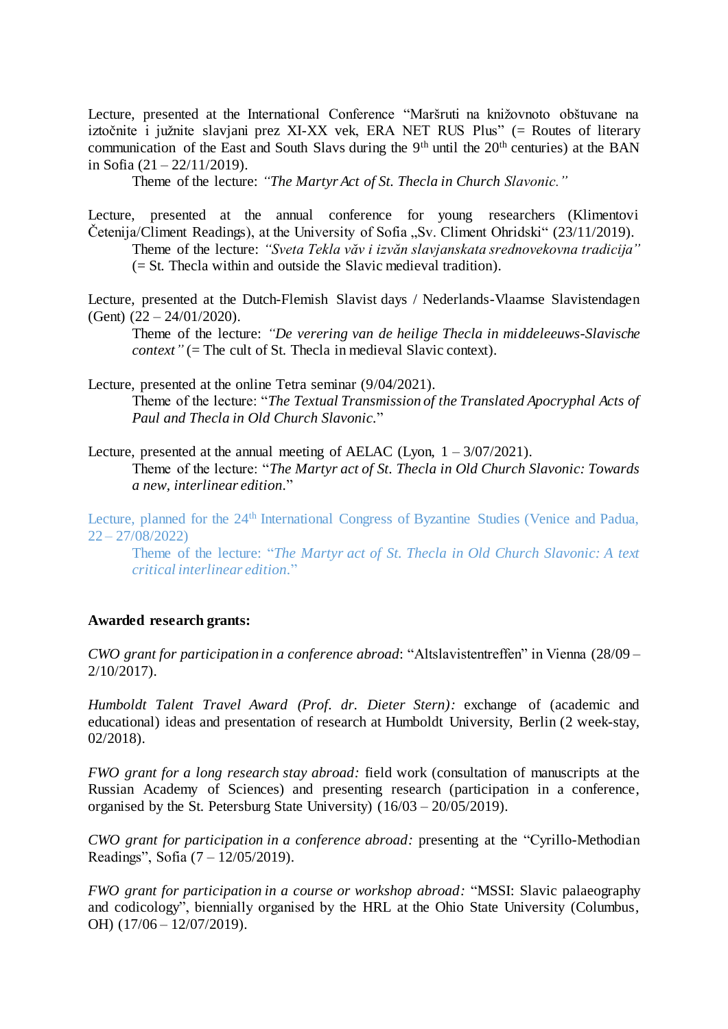Lecture, presented at the International Conference "Maršruti na knižovnoto obštuvane na iztočnite i južnite slavjani prez XI-XX vek, ERA NET RUS Plus" (= Routes of literary communication of the East and South Slavs during the 9th until the 20th centuries) at the BAN in Sofia (21 – 22/11/2019).

Theme of the lecture: *"The Martyr Act of St. Thecla in Church Slavonic."*

Lecture, presented at the annual conference for young researchers (Klimentovi Četenija/Climent Readings), at the University of Sofia „Sv. Climent Ohridski" (23/11/2019).

Theme of the lecture: *"Sveta Tekla văv i izvăn slavjanskata srednovekovna tradicija"* (= St. Thecla within and outside the Slavic medieval tradition).

Lecture, presented at the Dutch-Flemish Slavist days / Nederlands-Vlaamse Slavistendagen (Gent) (22 – 24/01/2020).

Theme of the lecture: *"De verering van de heilige Thecla in middeleeuws-Slavische context"* (= The cult of St. Thecla in medieval Slavic context).

Lecture, presented at the online Tetra seminar (9/04/2021).

Theme of the lecture: "*The Textual Transmission of the Translated Apocryphal Acts of Paul and Thecla in Old Church Slavonic.*"

Lecture, presented at the annual meeting of AELAC (Lyon, 1 – 3/07/2021).

Theme of the lecture: "*The Martyr act of St. Thecla in Old Church Slavonic: Towards a new, interlinear edition.*"

Lecture, planned for the 24th International Congress of Byzantine Studies (Venice and Padua, 22 – 27/08/2022)

Theme of the lecture: "*The Martyr act of St. Thecla in Old Church Slavonic: A text critical interlinear edition.*"

**Awarded research grants:**

*CWO grant for participation in a conference abroad*: "Altslavistentreffen" in Vienna (28/09 – 2/10/2017).

*Humboldt Talent Travel Award (Prof. dr. Dieter Stern):* exchange of (academic and educational) ideas and presentation of research at Humboldt University, Berlin (2 week-stay, 02/2018).

*FWO grant for a long research stay abroad:* field work (consultation of manuscripts at the Russian Academy of Sciences) and presenting research (participation in a conference, organised by the St. Petersburg State University) (16/03 – 20/05/2019).

*CWO grant for participation in a conference abroad:* presenting at the "Cyrillo-Methodian Readings", Sofia (7 – 12/05/2019).

*FWO grant for participation in a course or workshop abroad:* "MSSI: Slavic palaeography and codicology", biennially organised by the HRL at the Ohio State University (Columbus, OH) (17/06 – 12/07/2019).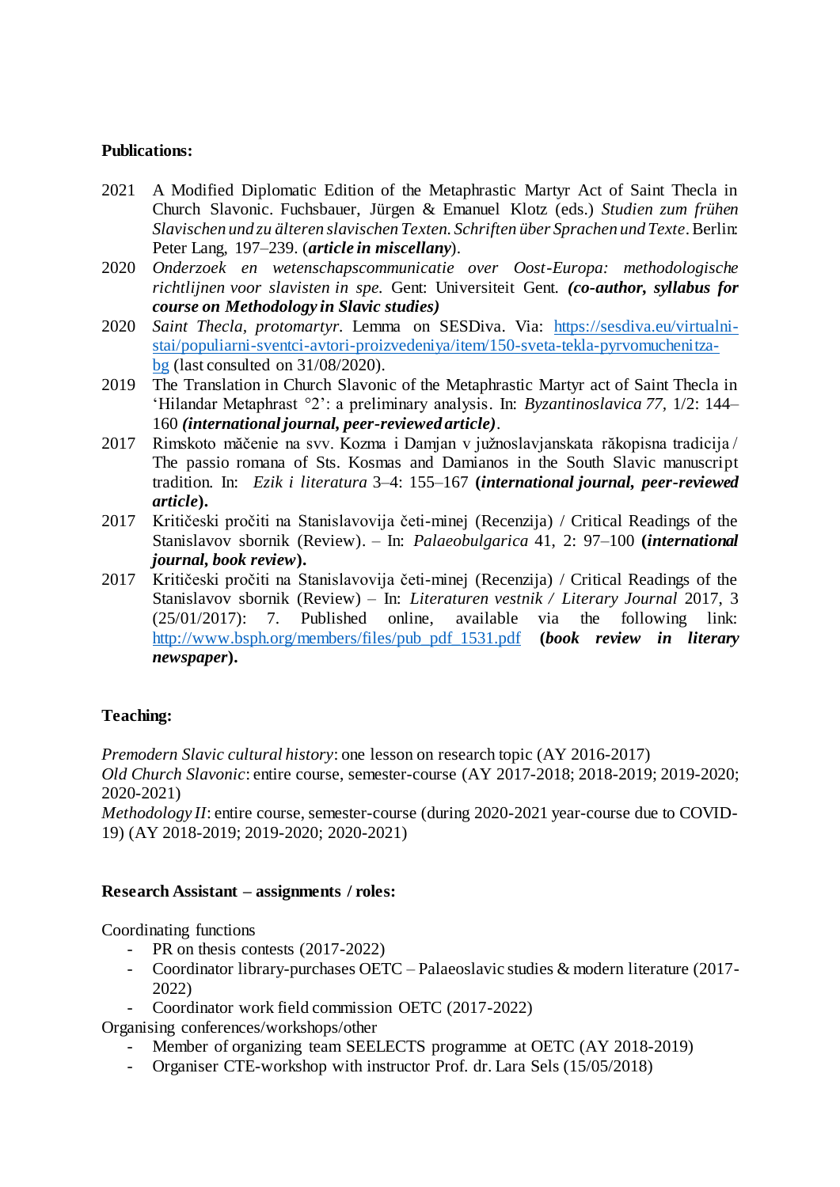**Publications:**

2021 A Modified Diplomatic Edition of the Metaphrastic Martyr Act of Saint Thecla in Church Slavonic. Fuchsbauer, Jürgen & Emanuel Klotz (eds.) *Studien zum frühen Slavischen und zu älteren slavischen Texten. Schriften über Sprachen und Texte*. Berlin: Peter Lang, 197–239. (***article in miscellany***).

2020 *Onderzoek en wetenschapscommunicatie over Oost-Europa: methodologische richtlijnen voor slavisten in spe.* Gent: Universiteit Gent. ***(co-author, syllabus for course on Methodology in Slavic studies)***

2020 *Saint Thecla, protomartyr*. Lemma on SESDiva. Via: https://sesdiva.eu/virtualni-stai/populiarni-sventci-avtori-proizvedeniya/item/150-sveta-tekla-pyrvomuchenitza-bg (last consulted on 31/08/2020).

2019 The Translation in Church Slavonic of the Metaphrastic Martyr act of Saint Thecla in 'Hilandar Metaphrast °2': a preliminary analysis. In: *Byzantinoslavica 77*, 1/2: 144–160 ***(international journal, peer-reviewed article)***.

2017 Rimskoto măčenie na svv. Kozma i Damjan v južnoslavjanskata răkopisna tradicija / The passio romana of Sts. Kosmas and Damianos in the South Slavic manuscript tradition. In: *Ezik i literatura* 3–4: 155–167 **(*international journal, peer-reviewed article*).**

2017 Kritičeski pročiti na Stanislavovija četi-minej (Recenzija) / Critical Readings of the Stanislavov sbornik (Review). – In: *Palaeobulgarica* 41, 2: 97–100 **(*international journal, book review*).**

2017 Kritičeski pročiti na Stanislavovija četi-minej (Recenzija) / Critical Readings of the Stanislavov sbornik (Review) – In: *Literaturen vestnik / Literary Journal* 2017, 3 (25/01/2017): 7. Published online, available via the following link: http://www.bsph.org/members/files/pub_pdf_1531.pdf **(*book review in literary newspaper*).**

**Teaching:**

*Premodern Slavic cultural history*: one lesson on research topic (AY 2016-2017)
*Old Church Slavonic*: entire course, semester-course (AY 2017-2018; 2018-2019; 2019-2020; 2020-2021)
*Methodology II*: entire course, semester-course (during 2020-2021 year-course due to COVID-19) (AY 2018-2019; 2019-2020; 2020-2021)

**Research Assistant – assignments / roles:**

Coordinating functions

- PR on thesis contests (2017-2022)
- Coordinator library-purchases OETC – Palaeoslavic studies & modern literature (2017-2022)
- Coordinator work field commission OETC (2017-2022)

Organising conferences/workshops/other

- Member of organizing team SEELECTS programme at OETC (AY 2018-2019)
- Organiser CTE-workshop with instructor Prof. dr. Lara Sels (15/05/2018)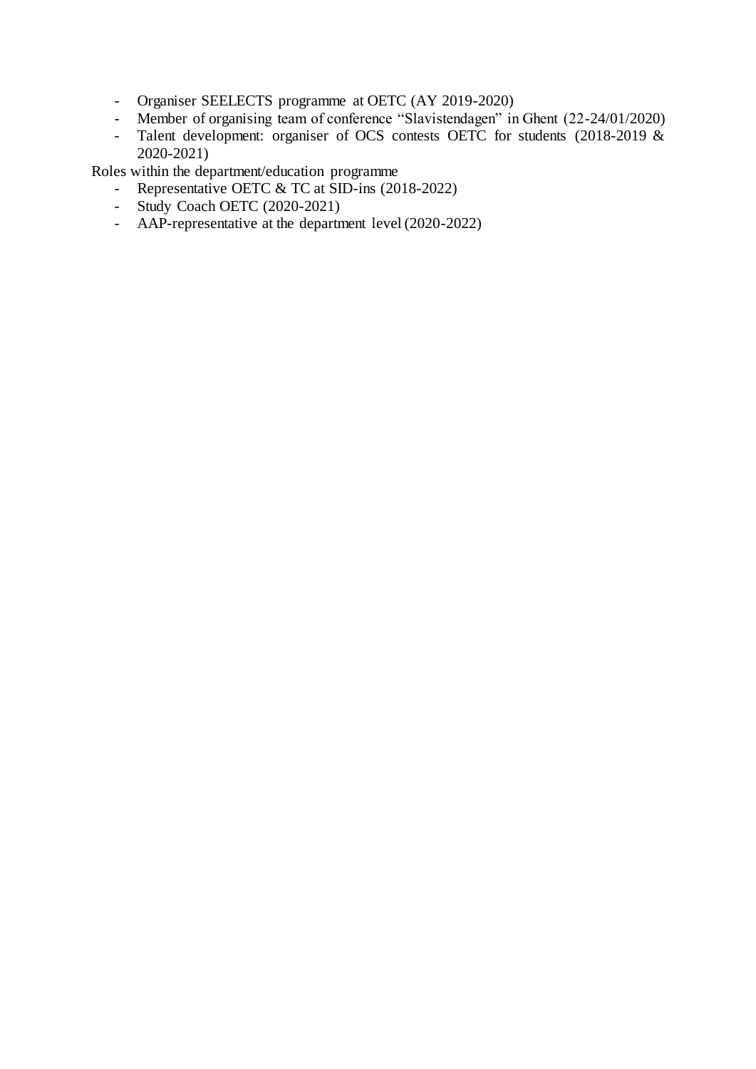- Organiser SEELECTS programme at OETC (AY 2019-2020)
- Member of organising team of conference "Slavistendagen" in Ghent (22-24/01/2020)
- Talent development: organiser of OCS contests OETC for students (2018-2019 & 2020-2021)

Roles within the department/education programme

- Representative OETC & TC at SID-ins (2018-2022)
- Study Coach OETC (2020-2021)
- AAP-representative at the department level (2020-2022)